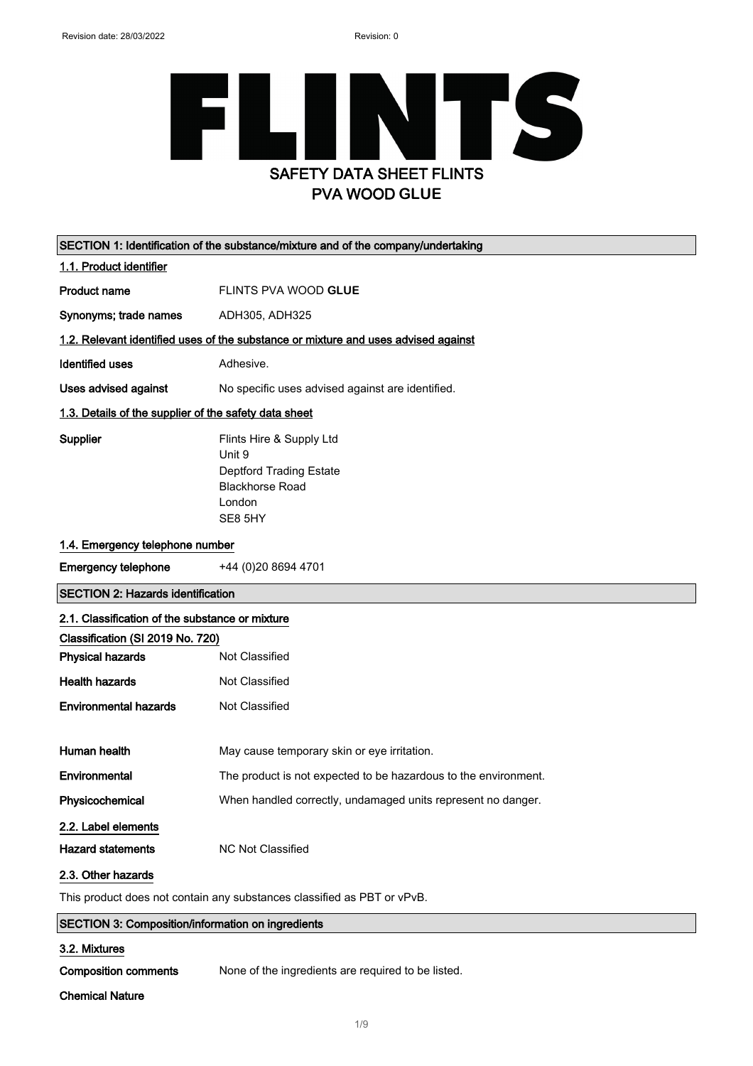Revision date: 28/03/2022 Revision: 0

# FLINTS

## SAFETY DATA SHEET FLINTS PVA WOOD GLUE

### SECTION 1: Identification of the substance/mixture and of the company/undertaking

#### 1.1. Product identifier

**Product name** FLINTS PVA WOOD **GLUE**

**Synonyms; trade names** ADH305, ADH325

#### 1.2. Relevant identified uses of the substance or mixture and uses advised against

**Identified uses** Adhesive.

**Uses advised against** No specific uses advised against are identified.

#### 1.3. Details of the supplier of the safety data sheet

**Supplier** Flints Hire & Supply Ltd
Unit 9
Deptford Trading Estate
Blackhorse Road
London
SE8 5HY

#### 1.4. Emergency telephone number

**Emergency telephone** +44 (0)20 8694 4701

### SECTION 2: Hazards identification

#### 2.1. Classification of the substance or mixture

**Classification (SI 2019 No. 720)**

**Physical hazards** Not Classified

**Health hazards** Not Classified

**Environmental hazards** Not Classified

**Human health** May cause temporary skin or eye irritation.

**Environmental** The product is not expected to be hazardous to the environment.

**Physicochemical** When handled correctly, undamaged units represent no danger.

#### 2.2. Label elements

**Hazard statements** NC Not Classified

#### 2.3. Other hazards

This product does not contain any substances classified as PBT or vPvB.

### SECTION 3: Composition/information on ingredients

#### 3.2. Mixtures

**Composition comments** None of the ingredients are required to be listed.

**Chemical Nature**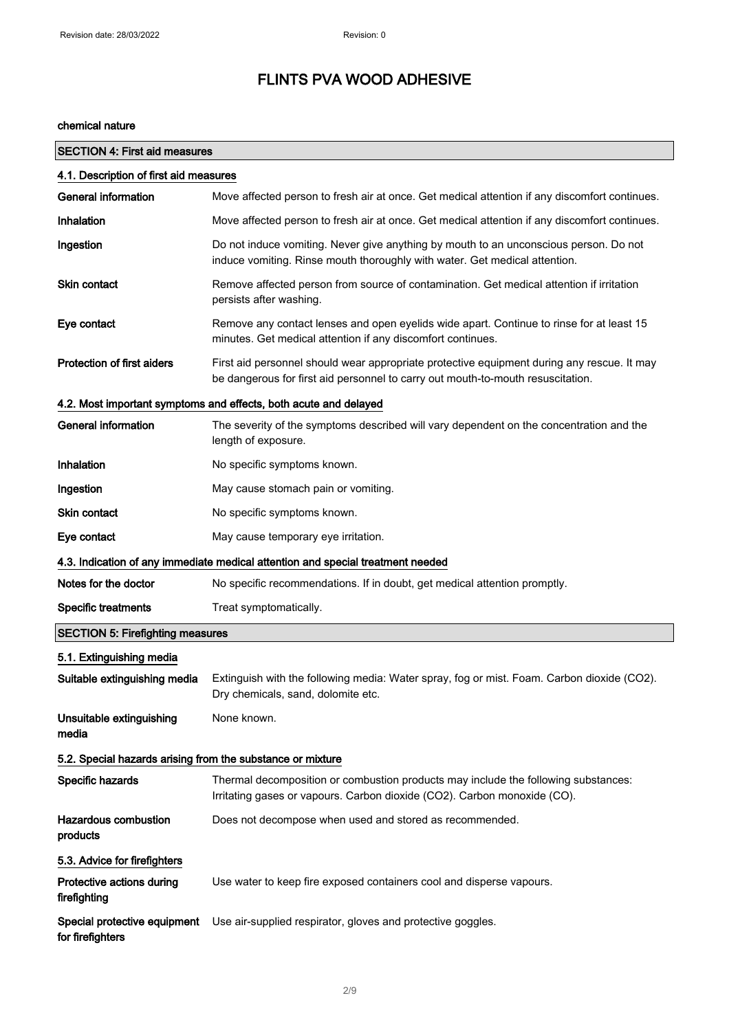# FLINTS PVA WOOD ADHESIVE

chemical nature

## SECTION 4: First aid measures

### 4.1. Description of first aid measures

| | |
|---|---|
| **General information** | Move affected person to fresh air at once. Get medical attention if any discomfort continues. |
| **Inhalation** | Move affected person to fresh air at once. Get medical attention if any discomfort continues. |
| **Ingestion** | Do not induce vomiting. Never give anything by mouth to an unconscious person. Do not induce vomiting. Rinse mouth thoroughly with water. Get medical attention. |
| **Skin contact** | Remove affected person from source of contamination. Get medical attention if irritation persists after washing. |
| **Eye contact** | Remove any contact lenses and open eyelids wide apart. Continue to rinse for at least 15 minutes. Get medical attention if any discomfort continues. |
| **Protection of first aiders** | First aid personnel should wear appropriate protective equipment during any rescue. It may be dangerous for first aid personnel to carry out mouth-to-mouth resuscitation. |

### 4.2. Most important symptoms and effects, both acute and delayed

| | |
|---|---|
| **General information** | The severity of the symptoms described will vary dependent on the concentration and the length of exposure. |
| **Inhalation** | No specific symptoms known. |
| **Ingestion** | May cause stomach pain or vomiting. |
| **Skin contact** | No specific symptoms known. |
| **Eye contact** | May cause temporary eye irritation. |

### 4.3. Indication of any immediate medical attention and special treatment needed

| | |
|---|---|
| **Notes for the doctor** | No specific recommendations. If in doubt, get medical attention promptly. |
| **Specific treatments** | Treat symptomatically. |

## SECTION 5: Firefighting measures

### 5.1. Extinguishing media

| | |
|---|---|
| **Suitable extinguishing media** | Extinguish with the following media: Water spray, fog or mist. Foam. Carbon dioxide ($CO_2$). Dry chemicals, sand, dolomite etc. |
| **Unsuitable extinguishing media** | None known. |

### 5.2. Special hazards arising from the substance or mixture

| | |
|---|---|
| **Specific hazards** | Thermal decomposition or combustion products may include the following substances: Irritating gases or vapours. Carbon dioxide ($CO_2$). Carbon monoxide (CO). |
| **Hazardous combustion products** | Does not decompose when used and stored as recommended. |

### 5.3. Advice for firefighters

| | |
|---|---|
| **Protective actions during firefighting** | Use water to keep fire exposed containers cool and disperse vapours. |
| **Special protective equipment for firefighters** | Use air-supplied respirator, gloves and protective goggles. |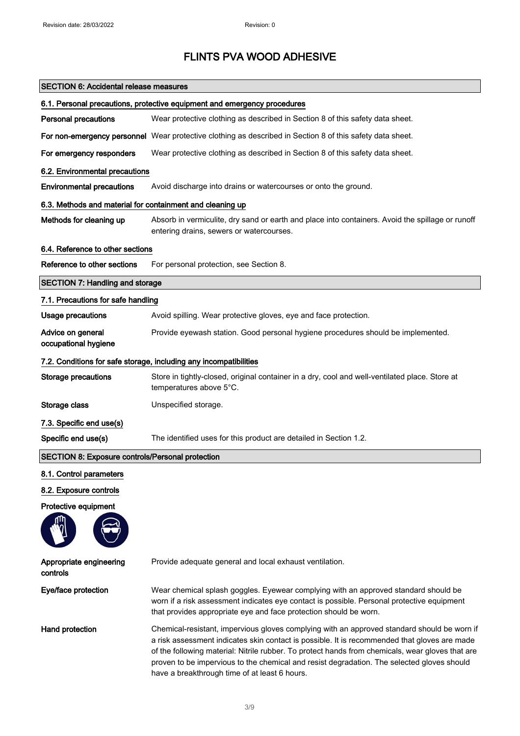# FLINTS PVA WOOD ADHESIVE

## SECTION 6: Accidental release measures

### 6.1. Personal precautions, protective equipment and emergency procedures

**Personal precautions** Wear protective clothing as described in Section 8 of this safety data sheet.

**For non-emergency personnel** Wear protective clothing as described in Section 8 of this safety data sheet.

**For emergency responders** Wear protective clothing as described in Section 8 of this safety data sheet.

### 6.2. Environmental precautions

**Environmental precautions** Avoid discharge into drains or watercourses or onto the ground.

### 6.3. Methods and material for containment and cleaning up

**Methods for cleaning up** Absorb in vermiculite, dry sand or earth and place into containers. Avoid the spillage or runoff entering drains, sewers or watercourses.

### 6.4. Reference to other sections

**Reference to other sections** For personal protection, see Section 8.

## SECTION 7: Handling and storage

### 7.1. Precautions for safe handling

**Usage precautions** Avoid spilling. Wear protective gloves, eye and face protection.

**Advice on general occupational hygiene** Provide eyewash station. Good personal hygiene procedures should be implemented.

### 7.2. Conditions for safe storage, including any incompatibilities

**Storage precautions** Store in tightly-closed, original container in a dry, cool and well-ventilated place. Store at temperatures above 5°C.

**Storage class** Unspecified storage.

### 7.3. Specific end use(s)

**Specific end use(s)** The identified uses for this product are detailed in Section 1.2.

## SECTION 8: Exposure controls/Personal protection

### 8.1. Control parameters

### 8.2. Exposure controls

**Protective equipment**

**Appropriate engineering controls** Provide adequate general and local exhaust ventilation.

**Eye/face protection** Wear chemical splash goggles. Eyewear complying with an approved standard should be worn if a risk assessment indicates eye contact is possible. Personal protective equipment that provides appropriate eye and face protection should be worn.

**Hand protection** Chemical-resistant, impervious gloves complying with an approved standard should be worn if a risk assessment indicates skin contact is possible. It is recommended that gloves are made of the following material: Nitrile rubber. To protect hands from chemicals, wear gloves that are proven to be impervious to the chemical and resist degradation. The selected gloves should have a breakthrough time of at least 6 hours.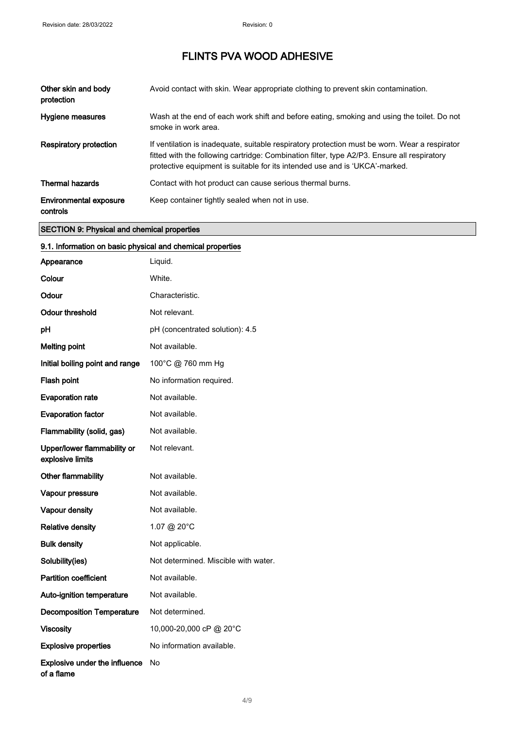# FLINTS PVA WOOD ADHESIVE

| | |
|---|---|
| **Other skin and body protection** | Avoid contact with skin. Wear appropriate clothing to prevent skin contamination. |
| **Hygiene measures** | Wash at the end of each work shift and before eating, smoking and using the toilet. Do not smoke in work area. |
| **Respiratory protection** | If ventilation is inadequate, suitable respiratory protection must be worn. Wear a respirator fitted with the following cartridge: Combination filter, type A2/P3. Ensure all respiratory protective equipment is suitable for its intended use and is 'UKCA'-marked. |
| **Thermal hazards** | Contact with hot product can cause serious thermal burns. |
| **Environmental exposure controls** | Keep container tightly sealed when not in use. |

## SECTION 9: Physical and chemical properties

### 9.1. Information on basic physical and chemical properties

| | |
|---|---|
| **Appearance** | Liquid. |
| **Colour** | White. |
| **Odour** | Characteristic. |
| **Odour threshold** | Not relevant. |
| **pH** | pH (concentrated solution): 4.5 |
| **Melting point** | Not available. |
| **Initial boiling point and range** | 100°C @ 760 mm Hg |
| **Flash point** | No information required. |
| **Evaporation rate** | Not available. |
| **Evaporation factor** | Not available. |
| **Flammability (solid, gas)** | Not available. |
| **Upper/lower flammability or explosive limits** | Not relevant. |
| **Other flammability** | Not available. |
| **Vapour pressure** | Not available. |
| **Vapour density** | Not available. |
| **Relative density** | 1.07 @ 20°C |
| **Bulk density** | Not applicable. |
| **Solubility(ies)** | Not determined. Miscible with water. |
| **Partition coefficient** | Not available. |
| **Auto-ignition temperature** | Not available. |
| **Decomposition Temperature** | Not determined. |
| **Viscosity** | 10,000-20,000 cP @ 20°C |
| **Explosive properties** | No information available. |
| **Explosive under the influence of a flame** | No |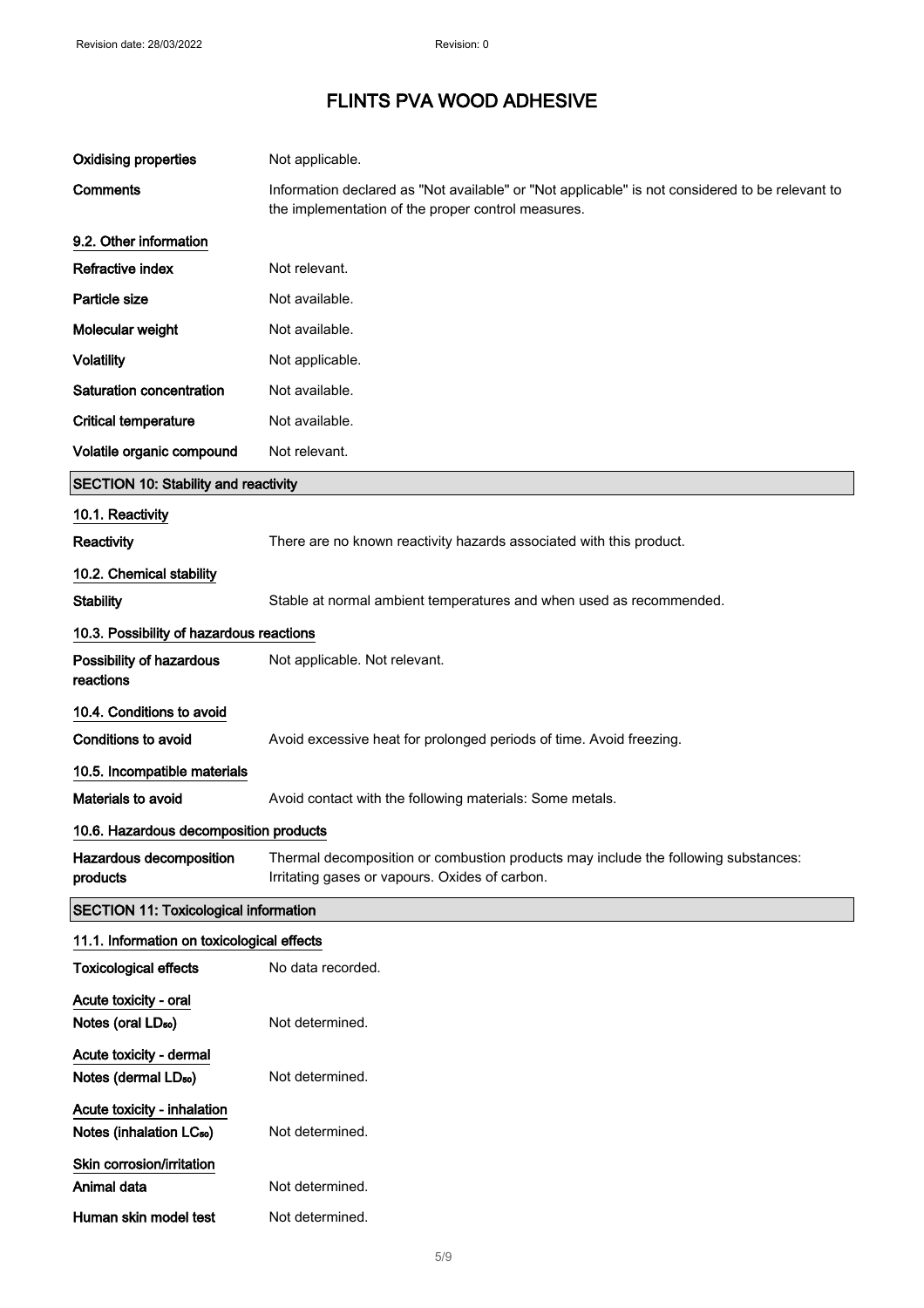| | |
|---|---|
| **Oxidising properties** | Not applicable. |
| **Comments** | Information declared as "Not available" or "Not applicable" is not considered to be relevant to the implementation of the proper control measures. |

**9.2. Other information**

| | |
|---|---|
| **Refractive index** | Not relevant. |
| **Particle size** | Not available. |
| **Molecular weight** | Not available. |
| **Volatility** | Not applicable. |
| **Saturation concentration** | Not available. |
| **Critical temperature** | Not available. |
| **Volatile organic compound** | Not relevant. |

## SECTION 10: Stability and reactivity

**10.1. Reactivity**

| | |
|---|---|
| **Reactivity** | There are no known reactivity hazards associated with this product. |

**10.2. Chemical stability**

| | |
|---|---|
| **Stability** | Stable at normal ambient temperatures and when used as recommended. |

**10.3. Possibility of hazardous reactions**

| | |
|---|---|
| **Possibility of hazardous reactions** | Not applicable. Not relevant. |

**10.4. Conditions to avoid**

| | |
|---|---|
| **Conditions to avoid** | Avoid excessive heat for prolonged periods of time. Avoid freezing. |

**10.5. Incompatible materials**

| | |
|---|---|
| **Materials to avoid** | Avoid contact with the following materials: Some metals. |

**10.6. Hazardous decomposition products**

| | |
|---|---|
| **Hazardous decomposition products** | Thermal decomposition or combustion products may include the following substances: Irritating gases or vapours. Oxides of carbon. |

## SECTION 11: Toxicological information

**11.1. Information on toxicological effects**

| | |
|---|---|
| **Toxicological effects** | No data recorded. |

**Acute toxicity - oral**

| | |
|---|---|
| **Notes (oral $LD_{50}$)** | Not determined. |

**Acute toxicity - dermal**

| | |
|---|---|
| **Notes (dermal $LD_{50}$)** | Not determined. |

**Acute toxicity - inhalation**

| | |
|---|---|
| **Notes (inhalation $LC_{50}$)** | Not determined. |

**Skin corrosion/irritation**

| | |
|---|---|
| **Animal data** | Not determined. |
| **Human skin model test** | Not determined. |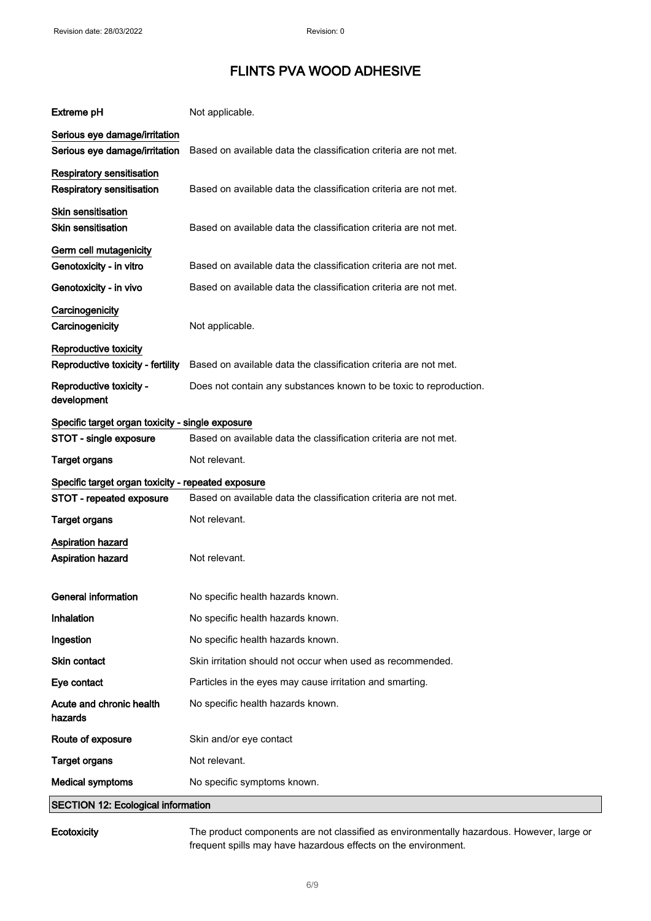| | |
|---|---|
| **Extreme pH** | Not applicable. |

**Serious eye damage/irritation**

| | |
|---|---|
| **Serious eye damage/irritation** | Based on available data the classification criteria are not met. |

**Respiratory sensitisation**

| | |
|---|---|
| **Respiratory sensitisation** | Based on available data the classification criteria are not met. |

**Skin sensitisation**

| | |
|---|---|
| **Skin sensitisation** | Based on available data the classification criteria are not met. |

**Germ cell mutagenicity**

| | |
|---|---|
| **Genotoxicity - in vitro** | Based on available data the classification criteria are not met. |
| **Genotoxicity - in vivo** | Based on available data the classification criteria are not met. |

**Carcinogenicity**

| | |
|---|---|
| **Carcinogenicity** | Not applicable. |

**Reproductive toxicity**

| | |
|---|---|
| **Reproductive toxicity - fertility** | Based on available data the classification criteria are not met. |
| **Reproductive toxicity - development** | Does not contain any substances known to be toxic to reproduction. |

**Specific target organ toxicity - single exposure**

| | |
|---|---|
| **STOT - single exposure** | Based on available data the classification criteria are not met. |
| **Target organs** | Not relevant. |

**Specific target organ toxicity - repeated exposure**

| | |
|---|---|
| **STOT - repeated exposure** | Based on available data the classification criteria are not met. |
| **Target organs** | Not relevant. |

**Aspiration hazard**

| | |
|---|---|
| **Aspiration hazard** | Not relevant. |

| | |
|---|---|
| **General information** | No specific health hazards known. |
| **Inhalation** | No specific health hazards known. |
| **Ingestion** | No specific health hazards known. |
| **Skin contact** | Skin irritation should not occur when used as recommended. |
| **Eye contact** | Particles in the eyes may cause irritation and smarting. |
| **Acute and chronic health hazards** | No specific health hazards known. |
| **Route of exposure** | Skin and/or eye contact |
| **Target organs** | Not relevant. |
| **Medical symptoms** | No specific symptoms known. |

## SECTION 12: Ecological information

| | |
|---|---|
| **Ecotoxicity** | The product components are not classified as environmentally hazardous. However, large or frequent spills may have hazardous effects on the environment. |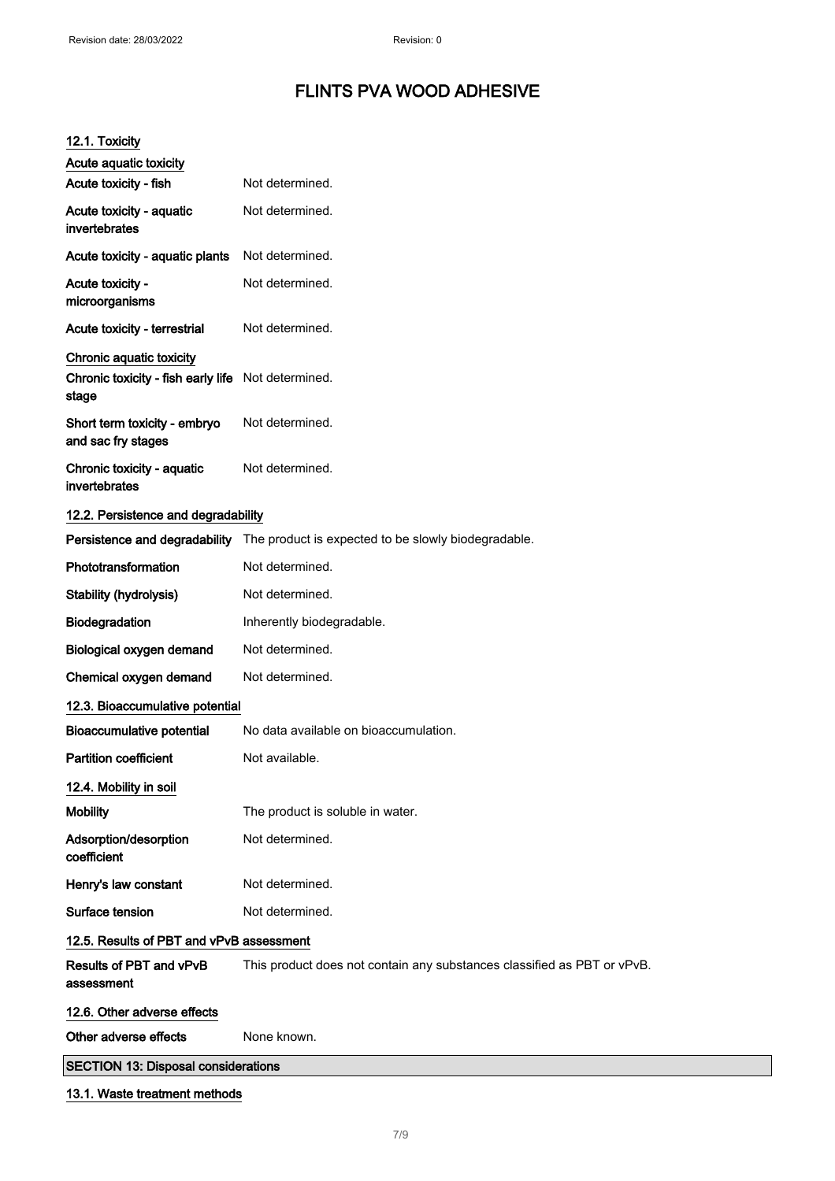# FLINTS PVA WOOD ADHESIVE

### 12.1. Toxicity

**Acute aquatic toxicity**

| | |
|---|---|
| **Acute toxicity - fish** | Not determined. |
| **Acute toxicity - aquatic invertebrates** | Not determined. |
| **Acute toxicity - aquatic plants** | Not determined. |
| **Acute toxicity - microorganisms** | Not determined. |
| **Acute toxicity - terrestrial** | Not determined. |

**Chronic aquatic toxicity**

| | |
|---|---|
| **Chronic toxicity - fish early life stage** | Not determined. |
| **Short term toxicity - embryo and sac fry stages** | Not determined. |
| **Chronic toxicity - aquatic invertebrates** | Not determined. |

### 12.2. Persistence and degradability

| | |
|---|---|
| **Persistence and degradability** | The product is expected to be slowly biodegradable. |
| **Phototransformation** | Not determined. |
| **Stability (hydrolysis)** | Not determined. |
| **Biodegradation** | Inherently biodegradable. |
| **Biological oxygen demand** | Not determined. |
| **Chemical oxygen demand** | Not determined. |

### 12.3. Bioaccumulative potential

| | |
|---|---|
| **Bioaccumulative potential** | No data available on bioaccumulation. |
| **Partition coefficient** | Not available. |

### 12.4. Mobility in soil

| | |
|---|---|
| **Mobility** | The product is soluble in water. |
| **Adsorption/desorption coefficient** | Not determined. |
| **Henry's law constant** | Not determined. |
| **Surface tension** | Not determined. |

### 12.5. Results of PBT and vPvB assessment

| | |
|---|---|
| **Results of PBT and vPvB assessment** | This product does not contain any substances classified as PBT or vPvB. |

### 12.6. Other adverse effects

| | |
|---|---|
| **Other adverse effects** | None known. |

## SECTION 13: Disposal considerations

### 13.1. Waste treatment methods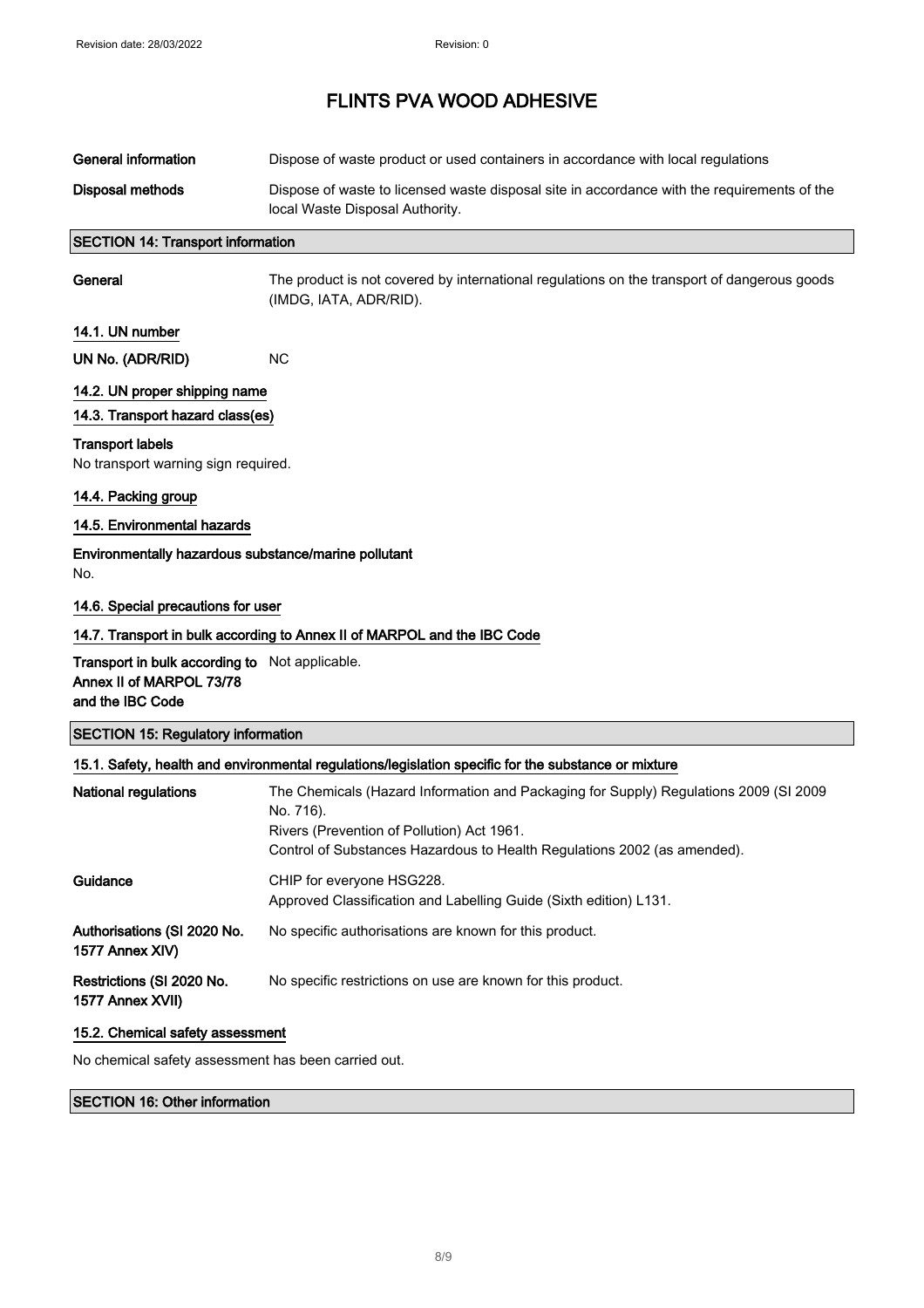# FLINTS PVA WOOD ADHESIVE

| | |
|---|---|
| **General information** | Dispose of waste product or used containers in accordance with local regulations |
| **Disposal methods** | Dispose of waste to licensed waste disposal site in accordance with the requirements of the local Waste Disposal Authority. |

## SECTION 14: Transport information

| | |
|---|---|
| **General** | The product is not covered by international regulations on the transport of dangerous goods (IMDG, IATA, ADR/RID). |

### 14.1. UN number

| | |
|---|---|
| **UN No. (ADR/RID)** | NC |

### 14.2. UN proper shipping name

### 14.3. Transport hazard class(es)

**Transport labels**

No transport warning sign required.

### 14.4. Packing group

### 14.5. Environmental hazards

**Environmentally hazardous substance/marine pollutant**

No.

### 14.6. Special precautions for user

### 14.7. Transport in bulk according to Annex II of MARPOL and the IBC Code

| | |
|---|---|
| **Transport in bulk according to Annex II of MARPOL 73/78 and the IBC Code** | Not applicable. |

## SECTION 15: Regulatory information

### 15.1. Safety, health and environmental regulations/legislation specific for the substance or mixture

| | |
|---|---|
| **National regulations** | The Chemicals (Hazard Information and Packaging for Supply) Regulations 2009 (SI 2009 No. 716).<br>Rivers (Prevention of Pollution) Act 1961.<br>Control of Substances Hazardous to Health Regulations 2002 (as amended). |
| **Guidance** | CHIP for everyone HSG228.<br>Approved Classification and Labelling Guide (Sixth edition) L131. |
| **Authorisations (SI 2020 No. 1577 Annex XIV)** | No specific authorisations are known for this product. |
| **Restrictions (SI 2020 No. 1577 Annex XVII)** | No specific restrictions on use are known for this product. |

### 15.2. Chemical safety assessment

No chemical safety assessment has been carried out.

## SECTION 16: Other information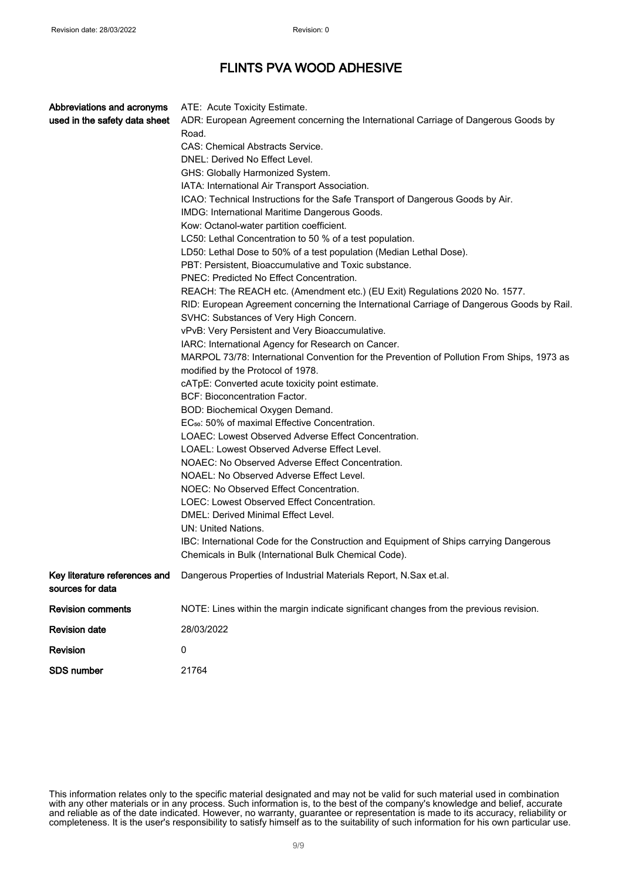# FLINTS PVA WOOD ADHESIVE

| | |
|---|---|
| **Abbreviations and acronyms used in the safety data sheet** | ATE: Acute Toxicity Estimate.<br>ADR: European Agreement concerning the International Carriage of Dangerous Goods by Road.<br>CAS: Chemical Abstracts Service.<br>DNEL: Derived No Effect Level.<br>GHS: Globally Harmonized System.<br>IATA: International Air Transport Association.<br>ICAO: Technical Instructions for the Safe Transport of Dangerous Goods by Air.<br>IMDG: International Maritime Dangerous Goods.<br>Kow: Octanol-water partition coefficient.<br>LC50: Lethal Concentration to 50 % of a test population.<br>LD50: Lethal Dose to 50% of a test population (Median Lethal Dose).<br>PBT: Persistent, Bioaccumulative and Toxic substance.<br>PNEC: Predicted No Effect Concentration.<br>REACH: The REACH etc. (Amendment etc.) (EU Exit) Regulations 2020 No. 1577.<br>RID: European Agreement concerning the International Carriage of Dangerous Goods by Rail.<br>SVHC: Substances of Very High Concern.<br>vPvB: Very Persistent and Very Bioaccumulative.<br>IARC: International Agency for Research on Cancer.<br>MARPOL 73/78: International Convention for the Prevention of Pollution From Ships, 1973 as modified by the Protocol of 1978.<br>cATpE: Converted acute toxicity point estimate.<br>BCF: Bioconcentration Factor.<br>BOD: Biochemical Oxygen Demand.<br>$EC_{50}$: 50% of maximal Effective Concentration.<br>LOAEC: Lowest Observed Adverse Effect Concentration.<br>LOAEL: Lowest Observed Adverse Effect Level.<br>NOAEC: No Observed Adverse Effect Concentration.<br>NOAEL: No Observed Adverse Effect Level.<br>NOEC: No Observed Effect Concentration.<br>LOEC: Lowest Observed Effect Concentration.<br>DMEL: Derived Minimal Effect Level.<br>UN: United Nations.<br>IBC: International Code for the Construction and Equipment of Ships carrying Dangerous Chemicals in Bulk (International Bulk Chemical Code). |
| **Key literature references and sources for data** | Dangerous Properties of Industrial Materials Report, N.Sax et.al. |
| **Revision comments** | NOTE: Lines within the margin indicate significant changes from the previous revision. |
| **Revision date** | 28/03/2022 |
| **Revision** | 0 |
| **SDS number** | 21764 |

This information relates only to the specific material designated and may not be valid for such material used in combination with any other materials or in any process. Such information is, to the best of the company's knowledge and belief, accurate and reliable as of the date indicated. However, no warranty, guarantee or representation is made to its accuracy, reliability or completeness. It is the user's responsibility to satisfy himself as to the suitability of such information for his own particular use.